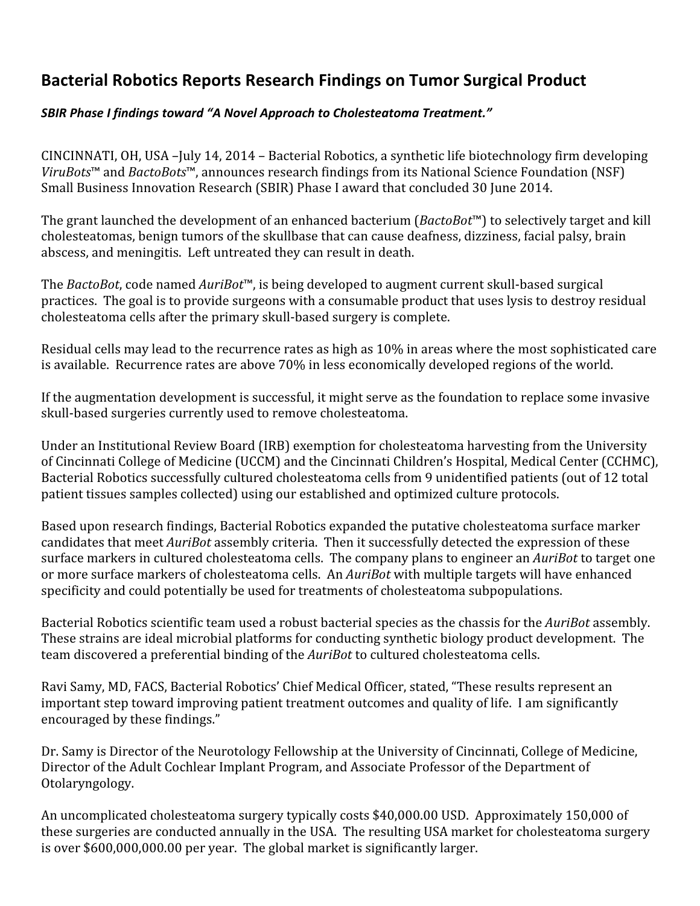## Bacterial Robotics Reports Research Findings on Tumor Surgical Product

***SBIR Phase I findings toward "A Novel Approach to Cholesteatoma Treatment."***

CINCINNATI, OH, USA –July 14, 2014 – Bacterial Robotics, a synthetic life biotechnology firm developing *ViruBots*™ and *BactoBots*™, announces research findings from its National Science Foundation (NSF) Small Business Innovation Research (SBIR) Phase I award that concluded 30 June 2014.

The grant launched the development of an enhanced bacterium (*BactoBot*™) to selectively target and kill cholesteatomas, benign tumors of the skullbase that can cause deafness, dizziness, facial palsy, brain abscess, and meningitis. Left untreated they can result in death.

The *BactoBot*, code named *AuriBot*™, is being developed to augment current skull-based surgical practices. The goal is to provide surgeons with a consumable product that uses lysis to destroy residual cholesteatoma cells after the primary skull-based surgery is complete.

Residual cells may lead to the recurrence rates as high as 10% in areas where the most sophisticated care is available. Recurrence rates are above 70% in less economically developed regions of the world.

If the augmentation development is successful, it might serve as the foundation to replace some invasive skull-based surgeries currently used to remove cholesteatoma.

Under an Institutional Review Board (IRB) exemption for cholesteatoma harvesting from the University of Cincinnati College of Medicine (UCCM) and the Cincinnati Children's Hospital, Medical Center (CCHMC), Bacterial Robotics successfully cultured cholesteatoma cells from 9 unidentified patients (out of 12 total patient tissues samples collected) using our established and optimized culture protocols.

Based upon research findings, Bacterial Robotics expanded the putative cholesteatoma surface marker candidates that meet *AuriBot* assembly criteria. Then it successfully detected the expression of these surface markers in cultured cholesteatoma cells. The company plans to engineer an *AuriBot* to target one or more surface markers of cholesteatoma cells. An *AuriBot* with multiple targets will have enhanced specificity and could potentially be used for treatments of cholesteatoma subpopulations.

Bacterial Robotics scientific team used a robust bacterial species as the chassis for the *AuriBot* assembly. These strains are ideal microbial platforms for conducting synthetic biology product development. The team discovered a preferential binding of the *AuriBot* to cultured cholesteatoma cells.

Ravi Samy, MD, FACS, Bacterial Robotics' Chief Medical Officer, stated, "These results represent an important step toward improving patient treatment outcomes and quality of life. I am significantly encouraged by these findings."

Dr. Samy is Director of the Neurotology Fellowship at the University of Cincinnati, College of Medicine, Director of the Adult Cochlear Implant Program, and Associate Professor of the Department of Otolaryngology.

An uncomplicated cholesteatoma surgery typically costs $40,000.00 USD. Approximately 150,000 of these surgeries are conducted annually in the USA. The resulting USA market for cholesteatoma surgery is over $600,000,000.00 per year. The global market is significantly larger.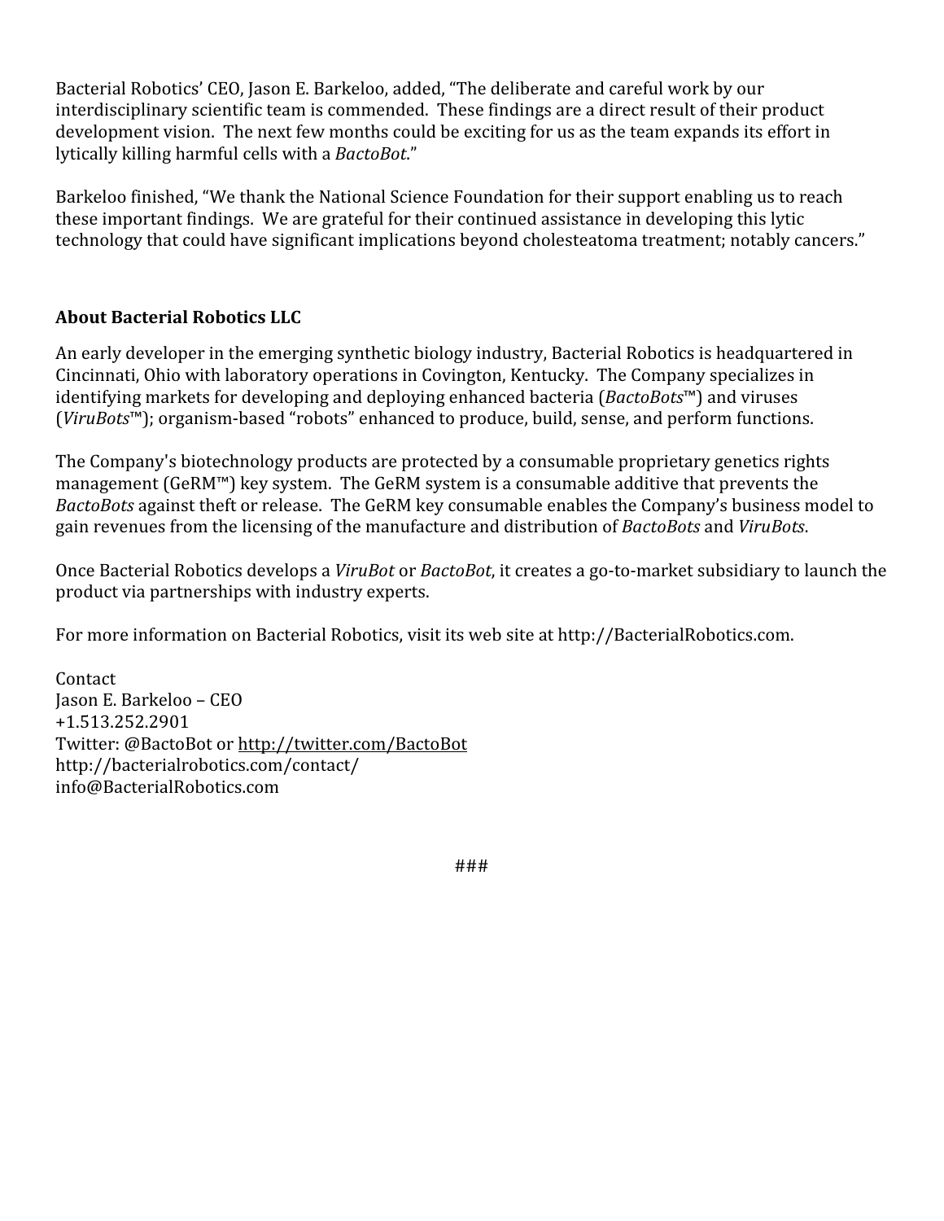Bacterial Robotics' CEO, Jason E. Barkeloo, added, "The deliberate and careful work by our interdisciplinary scientific team is commended. These findings are a direct result of their product development vision. The next few months could be exciting for us as the team expands its effort in lytically killing harmful cells with a *BactoBot*."

Barkeloo finished, "We thank the National Science Foundation for their support enabling us to reach these important findings. We are grateful for their continued assistance in developing this lytic technology that could have significant implications beyond cholesteatoma treatment; notably cancers."

**About Bacterial Robotics LLC**

An early developer in the emerging synthetic biology industry, Bacterial Robotics is headquartered in Cincinnati, Ohio with laboratory operations in Covington, Kentucky. The Company specializes in identifying markets for developing and deploying enhanced bacteria (*BactoBots*™) and viruses (*ViruBots*™); organism-based "robots" enhanced to produce, build, sense, and perform functions.

The Company's biotechnology products are protected by a consumable proprietary genetics rights management (GeRM™) key system. The GeRM system is a consumable additive that prevents the *BactoBots* against theft or release. The GeRM key consumable enables the Company's business model to gain revenues from the licensing of the manufacture and distribution of *BactoBots* and *ViruBots*.

Once Bacterial Robotics develops a *ViruBot* or *BactoBot*, it creates a go-to-market subsidiary to launch the product via partnerships with industry experts.

For more information on Bacterial Robotics, visit its web site at http://BacterialRobotics.com.

Contact
Jason E. Barkeloo – CEO
+1.513.252.2901
Twitter: @BactoBot or http://twitter.com/BactoBot
http://bacterialrobotics.com/contact/
info@BacterialRobotics.com

###